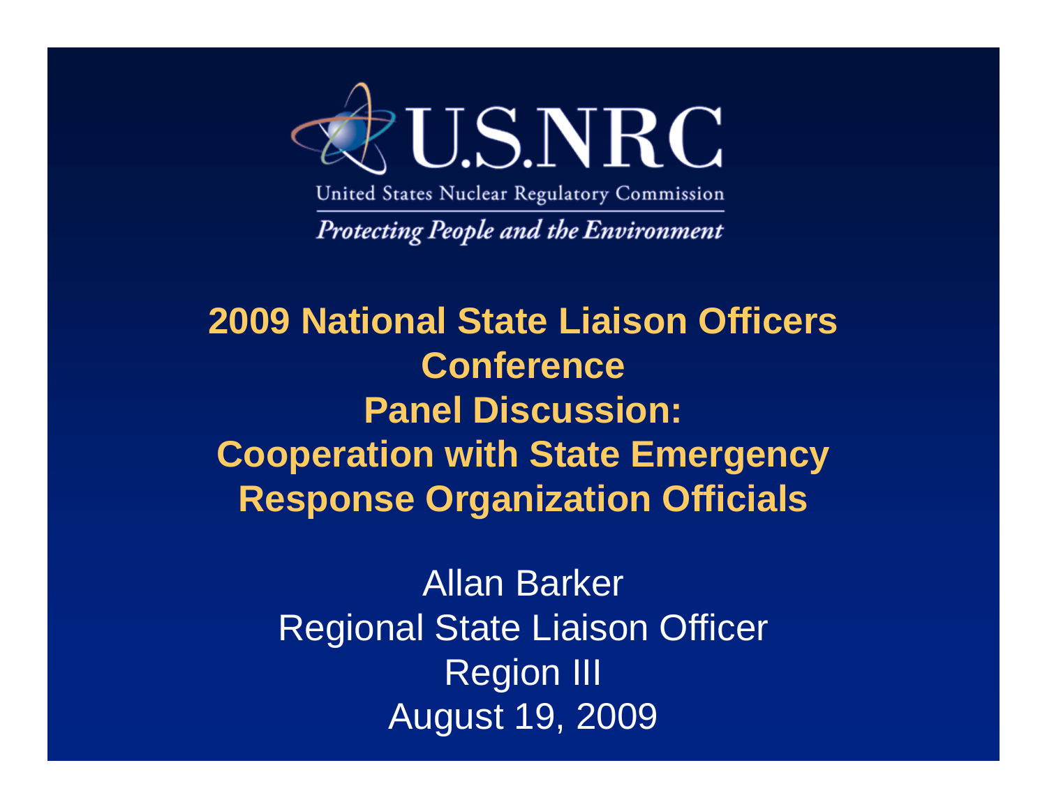U.S.NRC

United States Nuclear Regulatory Commission

*Protecting People and the Environment*

# 2009 National State Liaison Officers Conference
# Panel Discussion: Cooperation with State Emergency Response Organization Officials

Allan Barker
Regional State Liaison Officer
Region III
August 19, 2009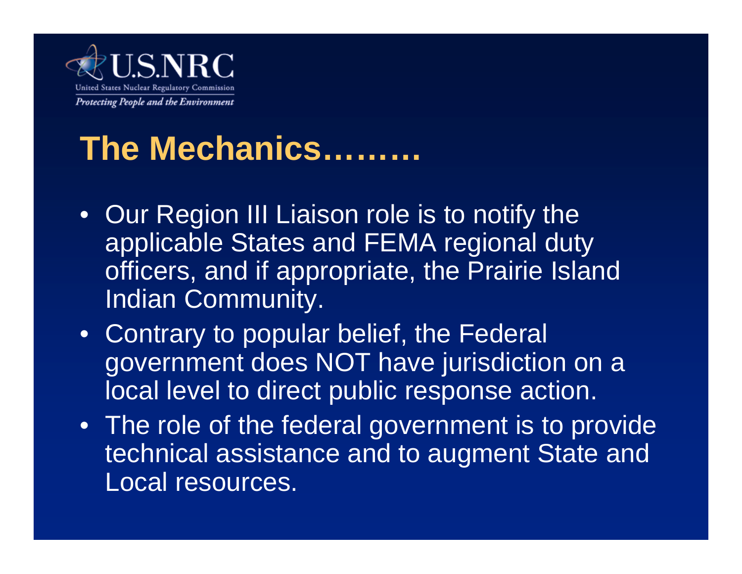# The Mechanics………

- Our Region III Liaison role is to notify the applicable States and FEMA regional duty officers, and if appropriate, the Prairie Island Indian Community.
- Contrary to popular belief, the Federal government does NOT have jurisdiction on a local level to direct public response action.
- The role of the federal government is to provide technical assistance and to augment State and Local resources.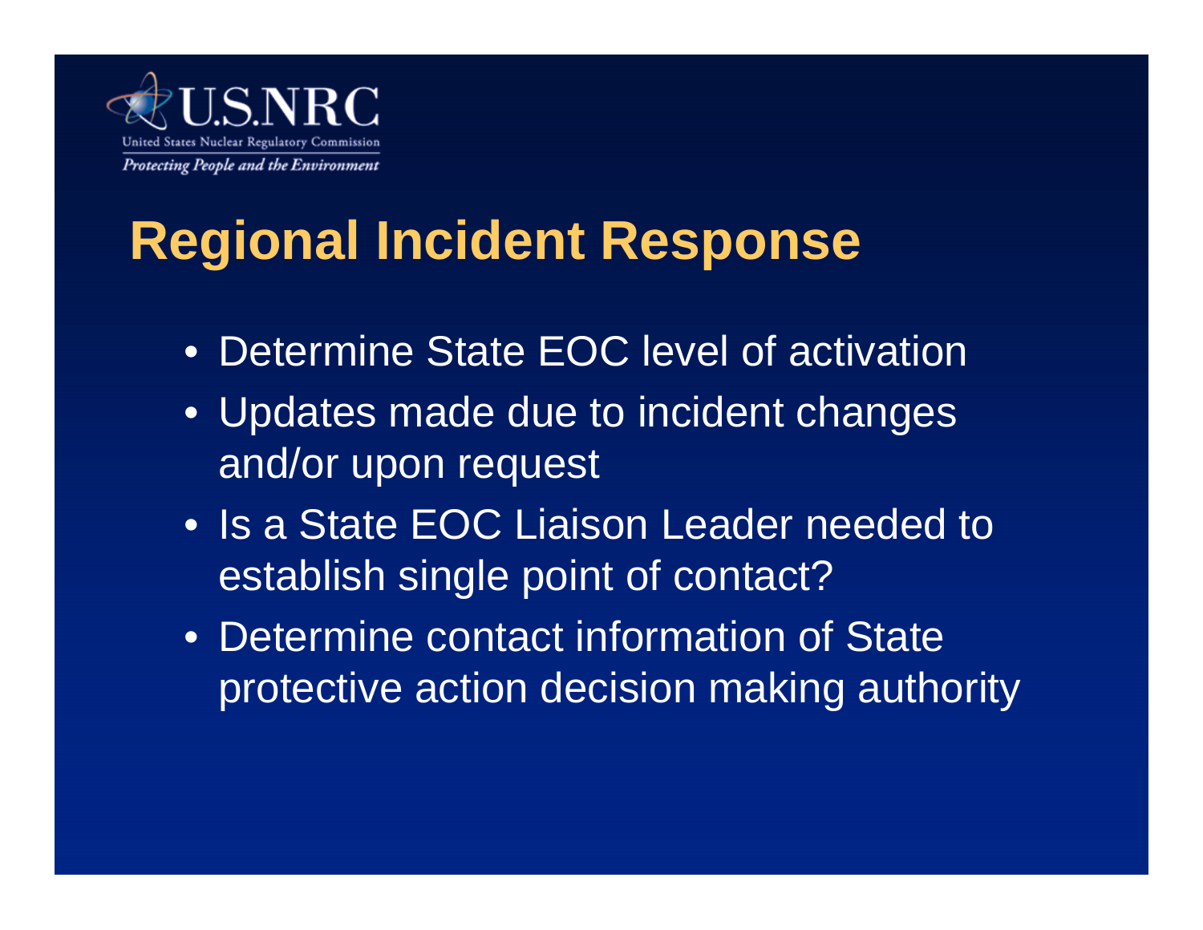# Regional Incident Response

- Determine State EOC level of activation
- Updates made due to incident changes and/or upon request
- Is a State EOC Liaison Leader needed to establish single point of contact?
- Determine contact information of State protective action decision making authority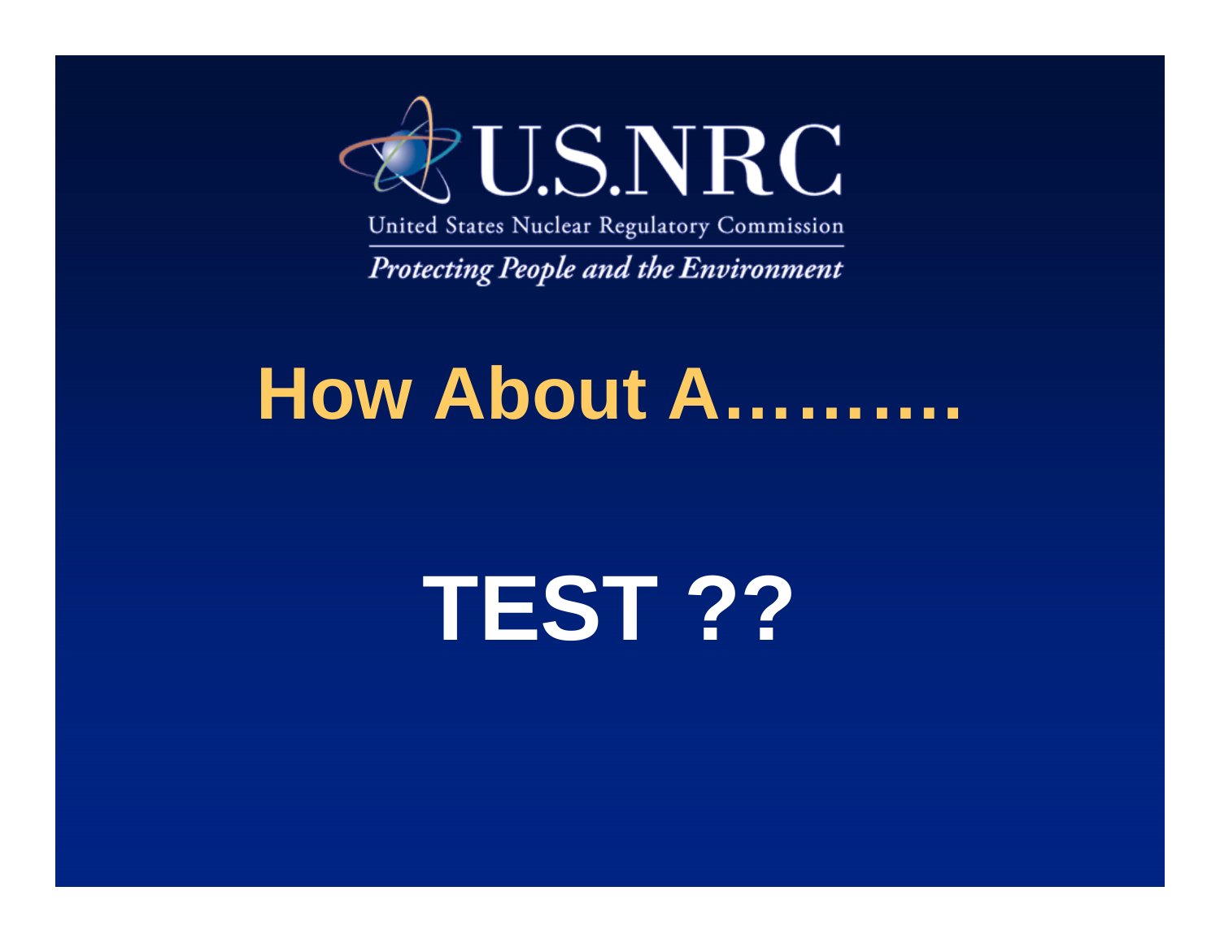U.S.NRC

United States Nuclear Regulatory Commission

*Protecting People and the Environment*

# How About A……….

# TEST ??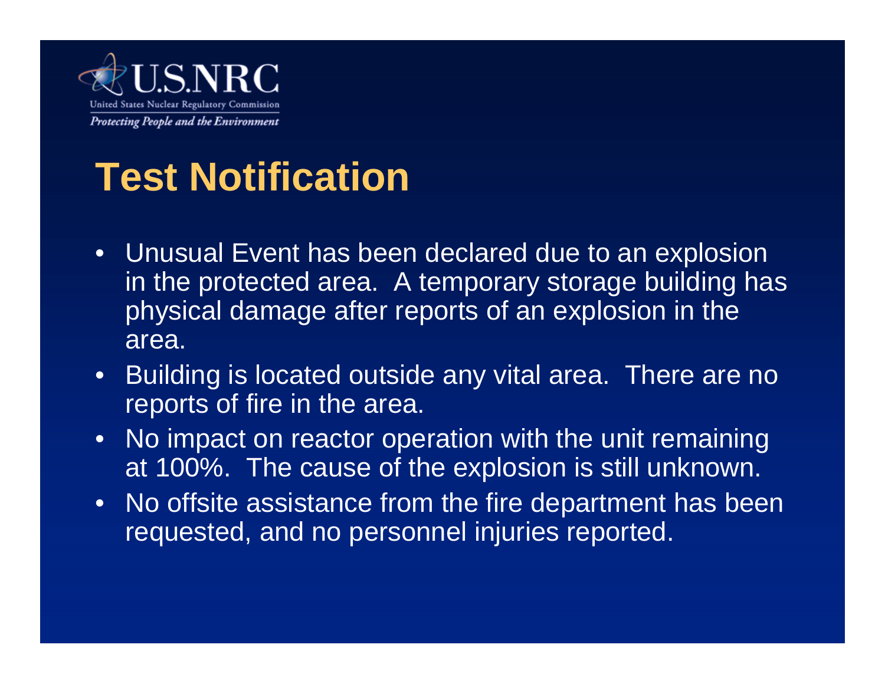# Test Notification

- Unusual Event has been declared due to an explosion in the protected area. A temporary storage building has physical damage after reports of an explosion in the area.
- Building is located outside any vital area. There are no reports of fire in the area.
- No impact on reactor operation with the unit remaining at 100%. The cause of the explosion is still unknown.
- No offsite assistance from the fire department has been requested, and no personnel injuries reported.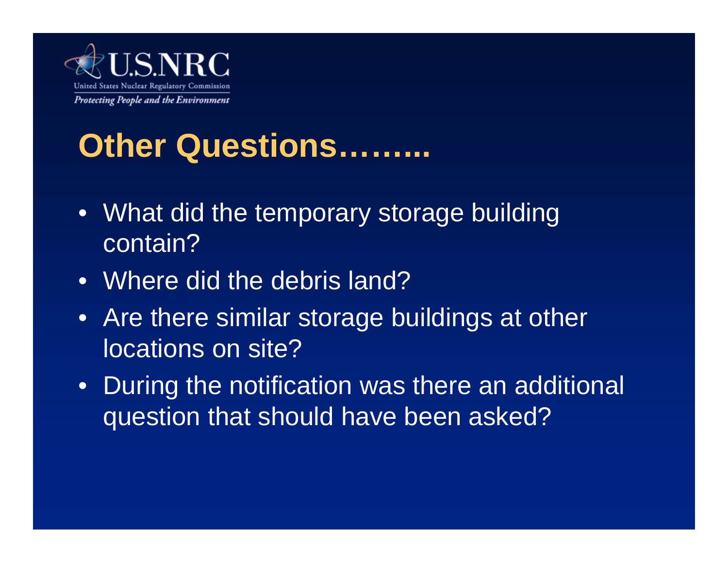# Other Questions……...

- What did the temporary storage building contain?
- Where did the debris land?
- Are there similar storage buildings at other locations on site?
- During the notification was there an additional question that should have been asked?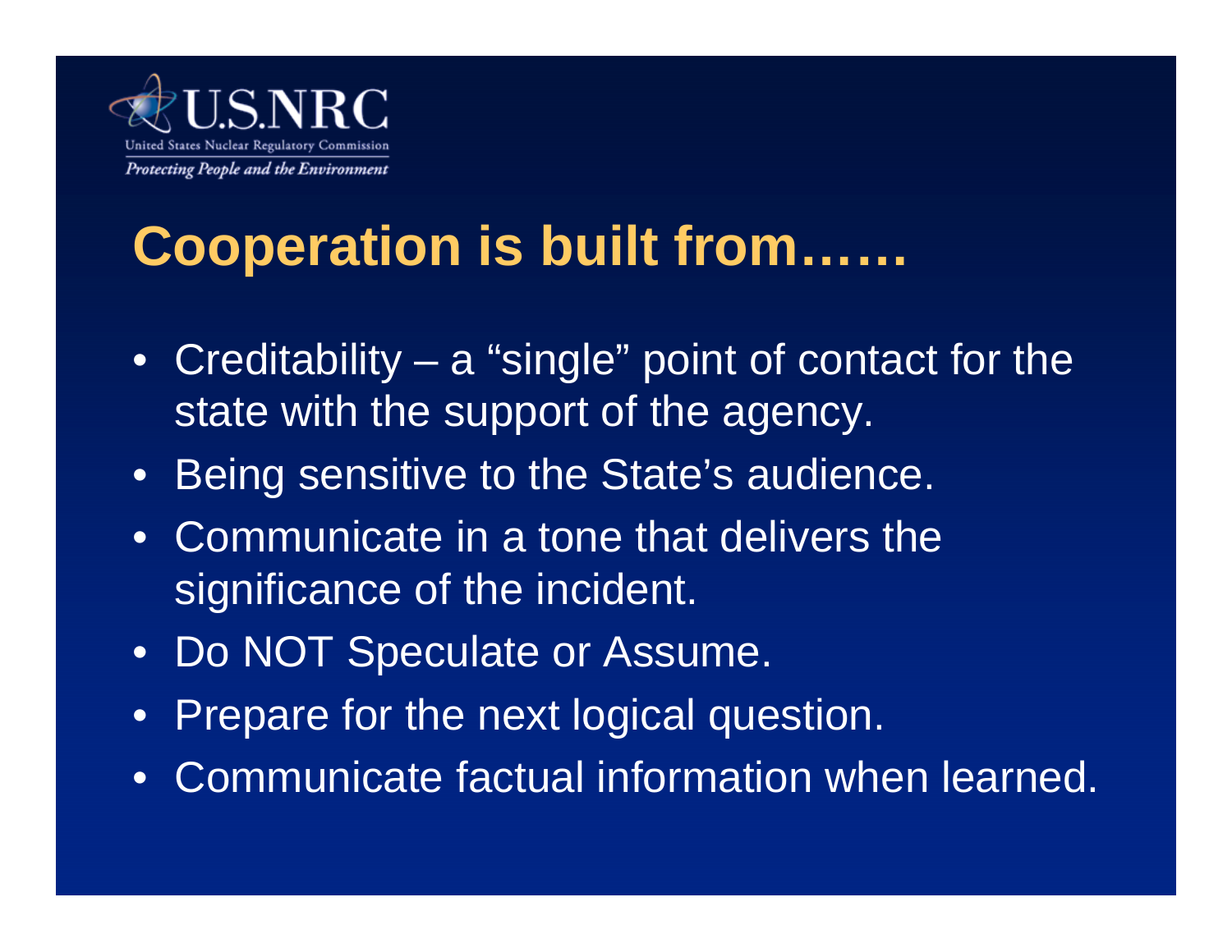# Cooperation is built from……

- Creditability – a "single" point of contact for the state with the support of the agency.
- Being sensitive to the State's audience.
- Communicate in a tone that delivers the significance of the incident.
- Do NOT Speculate or Assume.
- Prepare for the next logical question.
- Communicate factual information when learned.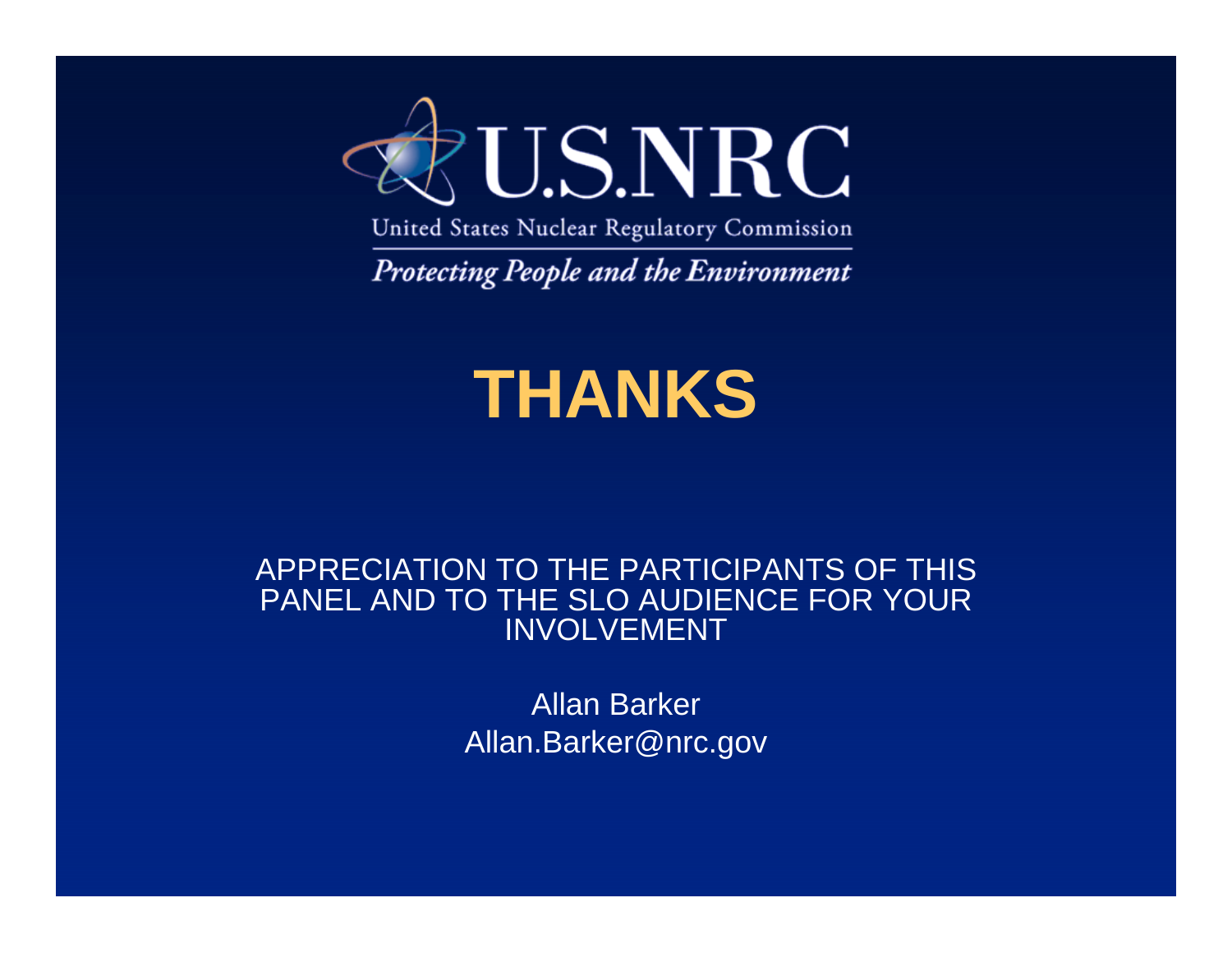U.S.NRC

United States Nuclear Regulatory Commission

*Protecting People and the Environment*

# THANKS

APPRECIATION TO THE PARTICIPANTS OF THIS PANEL AND TO THE SLO AUDIENCE FOR YOUR INVOLVEMENT

Allan Barker
Allan.Barker@nrc.gov